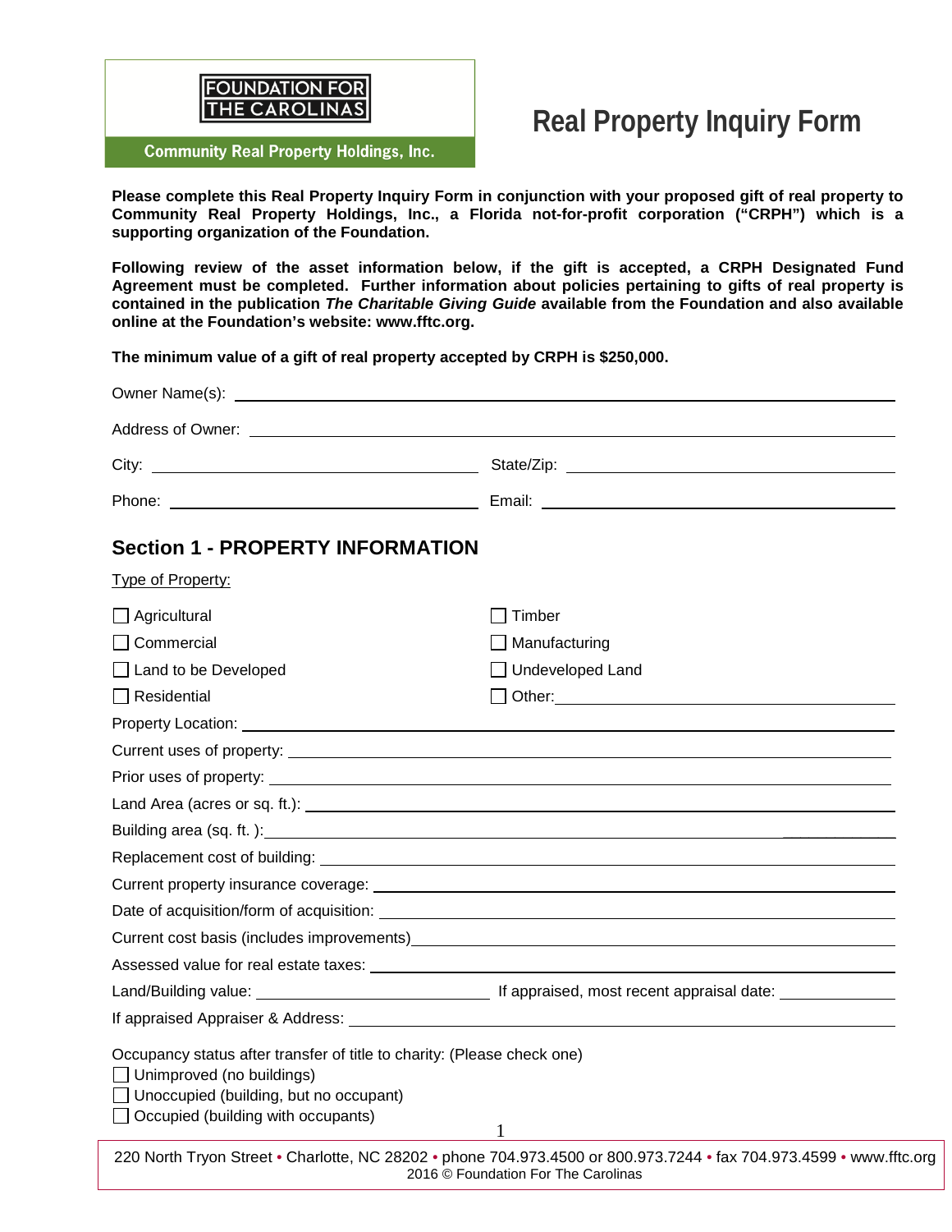FOUNDATION FOR THE CAROLINAS

Community Real Property Holdings, Inc.

# Real Property Inquiry Form

**Please complete this Real Property Inquiry Form in conjunction with your proposed gift of real property to Community Real Property Holdings, Inc., a Florida not-for-profit corporation ("CRPH") which is a supporting organization of the Foundation.**

**Following review of the asset information below, if the gift is accepted, a CRPH Designated Fund Agreement must be completed. Further information about policies pertaining to gifts of real property is contained in the publication *The Charitable Giving Guide* available from the Foundation and also available online at the Foundation's website: www.fftc.org.**

**The minimum value of a gift of real property accepted by CRPH is $250,000.**

Owner Name(s): ______________________________

Address of Owner: ______________________________

City: ______________________ State/Zip: ______________________

Phone: ______________________ Email: ______________________

## Section 1 - PROPERTY INFORMATION

Type of Property:

- ☐ Agricultural
- ☐ Commercial
- ☐ Land to be Developed
- ☐ Residential
- ☐ Timber
- ☐ Manufacturing
- ☐ Undeveloped Land
- ☐ Other: ______________________

Property Location: ______________________________

Current uses of property: ______________________________

Prior uses of property: ______________________________

Land Area (acres or sq. ft.): ______________________________

Building area (sq. ft. ): ______________________________

Replacement cost of building: ______________________________

Current property insurance coverage: ______________________________

Date of acquisition/form of acquisition: ______________________________

Current cost basis (includes improvements) ______________________________

Assessed value for real estate taxes: ______________________________

Land/Building value: ______________________ If appraised, most recent appraisal date: ______________

If appraised Appraiser & Address: ______________________________

Occupancy status after transfer of title to charity: (Please check one)

- ☐ Unimproved (no buildings)
- ☐ Unoccupied (building, but no occupant)
- ☐ Occupied (building with occupants)

220 North Tryon Street • Charlotte, NC 28202 • phone 704.973.4500 or 800.973.7244 • fax 704.973.4599 • www.fftc.org
2016 © Foundation For The Carolinas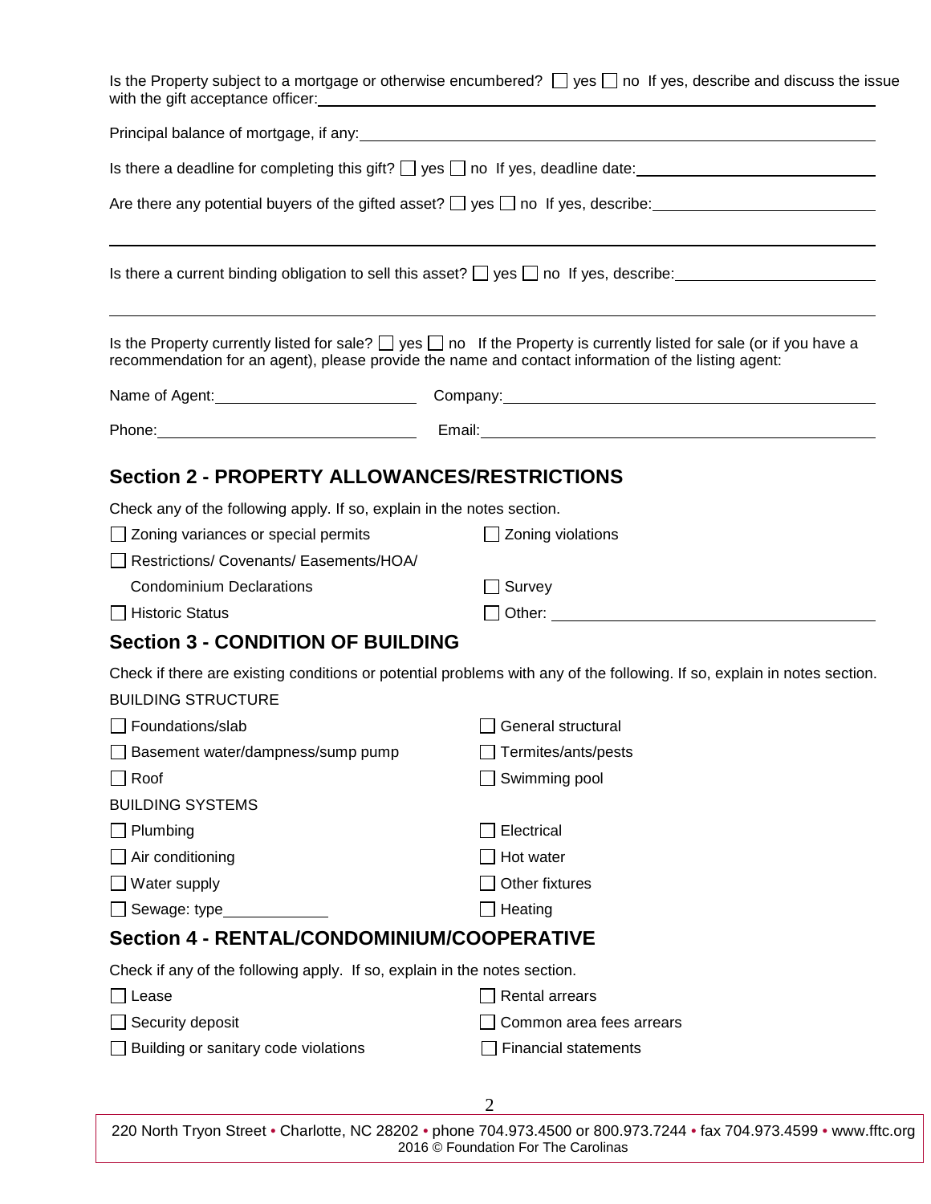Is the Property subject to a mortgage or otherwise encumbered? ☐ yes ☐ no If yes, describe and discuss the issue with the gift acceptance officer: \_\_\_\_\_\_\_\_\_\_\_\_\_\_\_\_\_\_\_\_

Principal balance of mortgage, if any: \_\_\_\_\_\_\_\_\_\_\_\_\_\_\_\_\_\_\_\_

Is there a deadline for completing this gift? ☐ yes ☐ no If yes, deadline date: \_\_\_\_\_\_\_\_\_\_\_\_\_\_\_\_\_\_\_\_

Are there any potential buyers of the gifted asset? ☐ yes ☐ no If yes, describe: \_\_\_\_\_\_\_\_\_\_\_\_\_\_\_\_\_\_\_\_

Is there a current binding obligation to sell this asset? ☐ yes ☐ no If yes, describe: \_\_\_\_\_\_\_\_\_\_\_\_\_\_\_\_\_\_\_\_

Is the Property currently listed for sale? ☐ yes ☐ no If the Property is currently listed for sale (or if you have a recommendation for an agent), please provide the name and contact information of the listing agent:

Name of Agent: \_\_\_\_\_\_\_\_\_\_\_\_\_\_\_\_\_\_\_\_ Company: \_\_\_\_\_\_\_\_\_\_\_\_\_\_\_\_\_\_\_\_

Phone: \_\_\_\_\_\_\_\_\_\_\_\_\_\_\_\_\_\_\_\_ Email: \_\_\_\_\_\_\_\_\_\_\_\_\_\_\_\_\_\_\_\_

## Section 2 - PROPERTY ALLOWANCES/RESTRICTIONS

Check any of the following apply. If so, explain in the notes section.

- ☐ Zoning variances or special permits
- ☐ Zoning violations
- ☐ Restrictions/ Covenants/ Easements/HOA/ Condominium Declarations
- ☐ Survey
- ☐ Historic Status
- ☐ Other: \_\_\_\_\_\_\_\_\_\_\_\_\_\_\_\_\_\_\_\_

## Section 3 - CONDITION OF BUILDING

Check if there are existing conditions or potential problems with any of the following. If so, explain in notes section.

BUILDING STRUCTURE

- ☐ Foundations/slab
- ☐ General structural
- ☐ Basement water/dampness/sump pump
- ☐ Termites/ants/pests
- ☐ Roof
- ☐ Swimming pool

BUILDING SYSTEMS

- ☐ Plumbing
- ☐ Electrical
- ☐ Air conditioning
- ☐ Hot water
- ☐ Water supply
- ☐ Other fixtures
- ☐ Sewage: type \_\_\_\_\_\_\_\_\_\_
- ☐ Heating

## Section 4 - RENTAL/CONDOMINIUM/COOPERATIVE

Check if any of the following apply. If so, explain in the notes section.

- ☐ Lease
- ☐ Rental arrears
- ☐ Security deposit
- ☐ Common area fees arrears
- ☐ Building or sanitary code violations
- ☐ Financial statements

220 North Tryon Street • Charlotte, NC 28202 • phone 704.973.4500 or 800.973.7244 • fax 704.973.4599 • www.fftc.org
2016 © Foundation For The Carolinas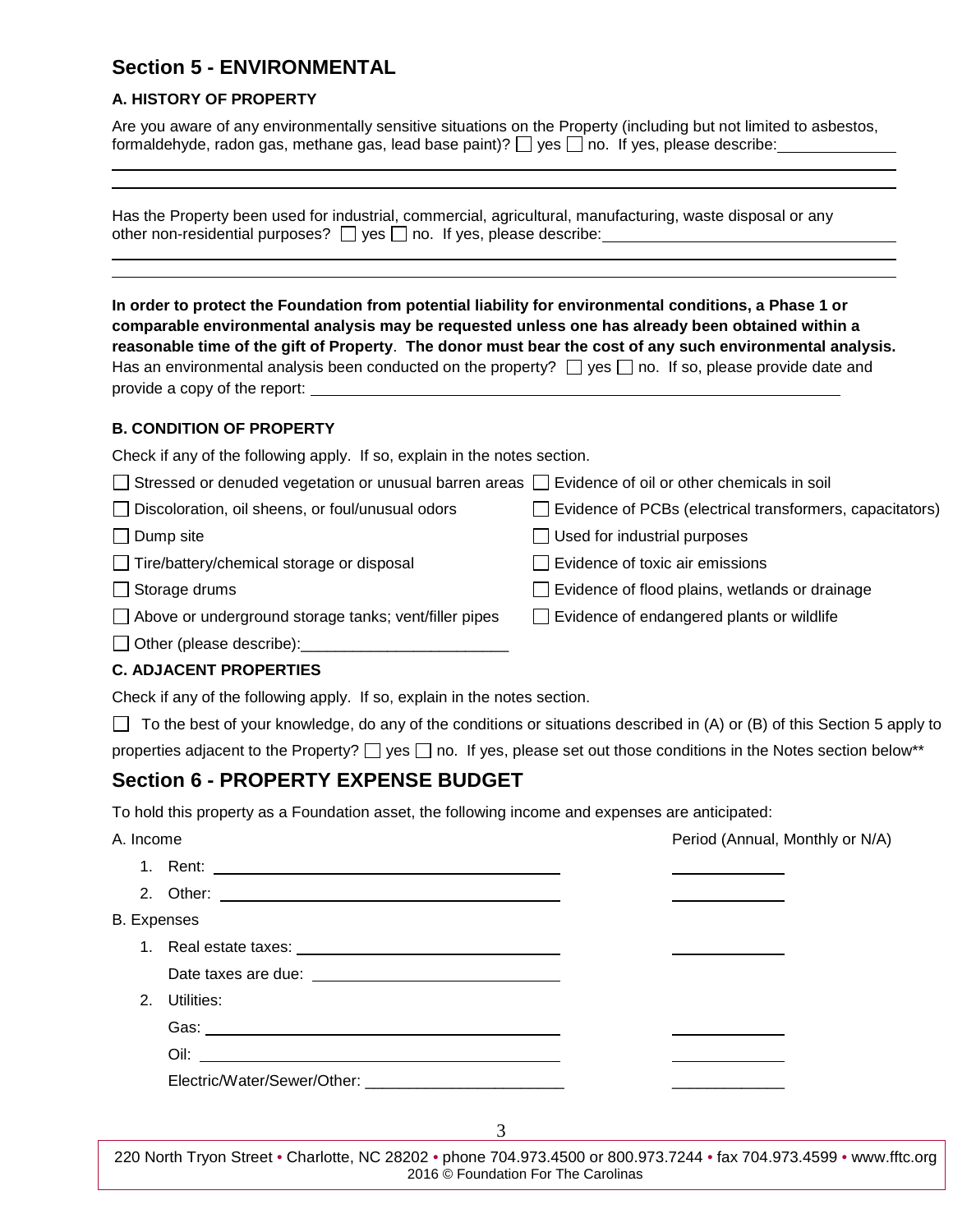## Section 5 - ENVIRONMENTAL

### A. HISTORY OF PROPERTY

Are you aware of any environmentally sensitive situations on the Property (including but not limited to asbestos, formaldehyde, radon gas, methane gas, lead base paint)? ☐ yes ☐ no. If yes, please describe: \_\_\_\_\_\_\_\_\_\_\_\_\_\_\_\_

Has the Property been used for industrial, commercial, agricultural, manufacturing, waste disposal or any other non-residential purposes? ☐ yes ☐ no. If yes, please describe: \_\_\_\_\_\_\_\_\_\_\_\_\_\_\_\_

**In order to protect the Foundation from potential liability for environmental conditions, a Phase 1 or comparable environmental analysis may be requested unless one has already been obtained within a reasonable time of the gift of Property**. **The donor must bear the cost of any such environmental analysis.** Has an environmental analysis been conducted on the property? ☐ yes ☐ no. If so, please provide date and provide a copy of the report: \_\_\_\_\_\_\_\_\_\_\_\_\_\_\_\_

### B. CONDITION OF PROPERTY

Check if any of the following apply. If so, explain in the notes section.

- ☐ Stressed or denuded vegetation or unusual barren areas
- ☐ Evidence of oil or other chemicals in soil
- ☐ Discoloration, oil sheens, or foul/unusual odors
- ☐ Evidence of PCBs (electrical transformers, capacitators)
- ☐ Dump site
- ☐ Used for industrial purposes
- ☐ Tire/battery/chemical storage or disposal
- ☐ Evidence of toxic air emissions
- ☐ Storage drums
- ☐ Evidence of flood plains, wetlands or drainage
- ☐ Above or underground storage tanks; vent/filler pipes
- ☐ Evidence of endangered plants or wildlife
- ☐ Other (please describe):\_\_\_\_\_\_\_\_\_\_\_\_\_\_\_\_\_\_\_\_\_\_\_\_

### C. ADJACENT PROPERTIES

Check if any of the following apply. If so, explain in the notes section.

☐ To the best of your knowledge, do any of the conditions or situations described in (A) or (B) of this Section 5 apply to properties adjacent to the Property? ☐ yes ☐ no. If yes, please set out those conditions in the Notes section below**

## Section 6 - PROPERTY EXPENSE BUDGET

To hold this property as a Foundation asset, the following income and expenses are anticipated:

| | Period (Annual, Monthly or N/A) |
|---|---|
| A. Income | |
| 1. Rent: \_\_\_\_\_\_\_\_\_\_\_\_\_\_\_\_ | \_\_\_\_\_\_\_\_ |
| 2. Other: \_\_\_\_\_\_\_\_\_\_\_\_\_\_\_\_ | \_\_\_\_\_\_\_\_ |
| B. Expenses | |
| 1. Real estate taxes: \_\_\_\_\_\_\_\_\_\_\_\_\_\_\_\_ | \_\_\_\_\_\_\_\_ |
| Date taxes are due: \_\_\_\_\_\_\_\_\_\_\_\_\_\_\_\_ | |
| 2. Utilities: | |
| Gas: \_\_\_\_\_\_\_\_\_\_\_\_\_\_\_\_ | \_\_\_\_\_\_\_\_ |
| Oil: \_\_\_\_\_\_\_\_\_\_\_\_\_\_\_\_ | \_\_\_\_\_\_\_\_ |
| Electric/Water/Sewer/Other: \_\_\_\_\_\_\_\_\_\_\_\_\_\_\_\_ | \_\_\_\_\_\_\_\_ |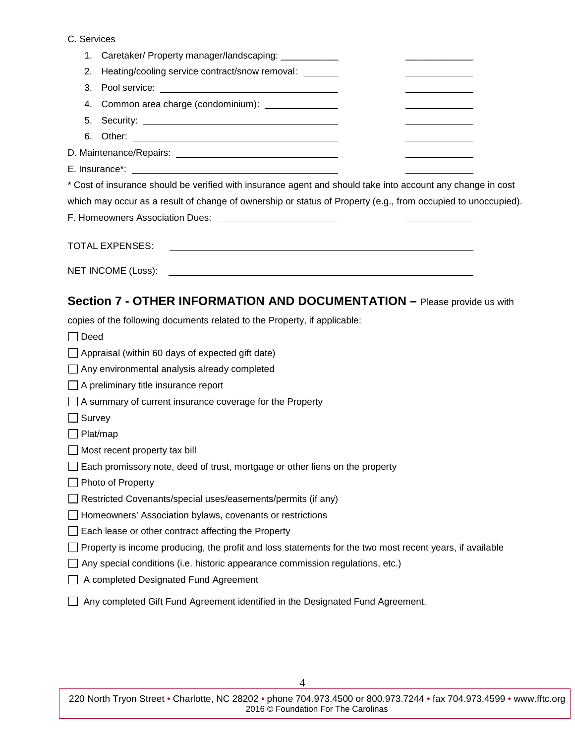C. Services

1. Caretaker/ Property manager/landscaping: ___________ _____________
2. Heating/cooling service contract/snow removal: _______ _____________
3. Pool service: _____________________________ _____________
4. Common area charge (condominium): _____________ _____________
5. Security: _____________________________ _____________
6. Other: _____________________________ _____________

D. Maintenance/Repairs: _____________________________ _____________

E. Insurance*: _____________________________ _____________

\* Cost of insurance should be verified with insurance agent and should take into account any change in cost which may occur as a result of change of ownership or status of Property (e.g., from occupied to unoccupied).

F. Homeowners Association Dues: _____________________ _____________

TOTAL EXPENSES: _____________________________________________

NET INCOME (Loss): _____________________________________________

## Section 7 - OTHER INFORMATION AND DOCUMENTATION – Please provide us with copies of the following documents related to the Property, if applicable:

- ☐ Deed
- ☐ Appraisal (within 60 days of expected gift date)
- ☐ Any environmental analysis already completed
- ☐ A preliminary title insurance report
- ☐ A summary of current insurance coverage for the Property
- ☐ Survey
- ☐ Plat/map
- ☐ Most recent property tax bill
- ☐ Each promissory note, deed of trust, mortgage or other liens on the property
- ☐ Photo of Property
- ☐ Restricted Covenants/special uses/easements/permits (if any)
- ☐ Homeowners' Association bylaws, covenants or restrictions
- ☐ Each lease or other contract affecting the Property
- ☐ Property is income producing, the profit and loss statements for the two most recent years, if available
- ☐ Any special conditions (i.e. historic appearance commission regulations, etc.)
- ☐ A completed Designated Fund Agreement
- ☐ Any completed Gift Fund Agreement identified in the Designated Fund Agreement.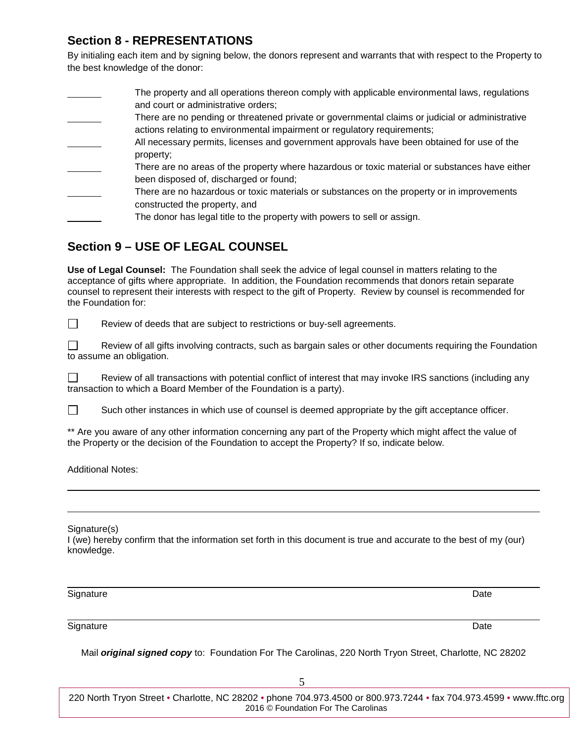## Section 8 - REPRESENTATIONS

By initialing each item and by signing below, the donors represent and warrants that with respect to the Property to the best knowledge of the donor:

_______ The property and all operations thereon comply with applicable environmental laws, regulations and court or administrative orders;

_______ There are no pending or threatened private or governmental claims or judicial or administrative actions relating to environmental impairment or regulatory requirements;

_______ All necessary permits, licenses and government approvals have been obtained for use of the property;

_______ There are no areas of the property where hazardous or toxic material or substances have either been disposed of, discharged or found;

_______ There are no hazardous or toxic materials or substances on the property or in improvements constructed the property, and

_______ The donor has legal title to the property with powers to sell or assign.

## Section 9 – USE OF LEGAL COUNSEL

**Use of Legal Counsel:** The Foundation shall seek the advice of legal counsel in matters relating to the acceptance of gifts where appropriate. In addition, the Foundation recommends that donors retain separate counsel to represent their interests with respect to the gift of Property. Review by counsel is recommended for the Foundation for:

☐ Review of deeds that are subject to restrictions or buy-sell agreements.

☐ Review of all gifts involving contracts, such as bargain sales or other documents requiring the Foundation to assume an obligation.

☐ Review of all transactions with potential conflict of interest that may invoke IRS sanctions (including any transaction to which a Board Member of the Foundation is a party).

☐ Such other instances in which use of counsel is deemed appropriate by the gift acceptance officer.

** Are you aware of any other information concerning any part of the Property which might affect the value of the Property or the decision of the Foundation to accept the Property? If so, indicate below.

Additional Notes:

_______________________________________________________________________________

_______________________________________________________________________________

Signature(s)
I (we) hereby confirm that the information set forth in this document is true and accurate to the best of my (our) knowledge.

_______________________________________________________________________________
Signature Date

_______________________________________________________________________________
Signature Date

Mail ***original signed copy*** to: Foundation For The Carolinas, 220 North Tryon Street, Charlotte, NC 28202

220 North Tryon Street • Charlotte, NC 28202 • phone 704.973.4500 or 800.973.7244 • fax 704.973.4599 • www.fftc.org
2016 © Foundation For The Carolinas